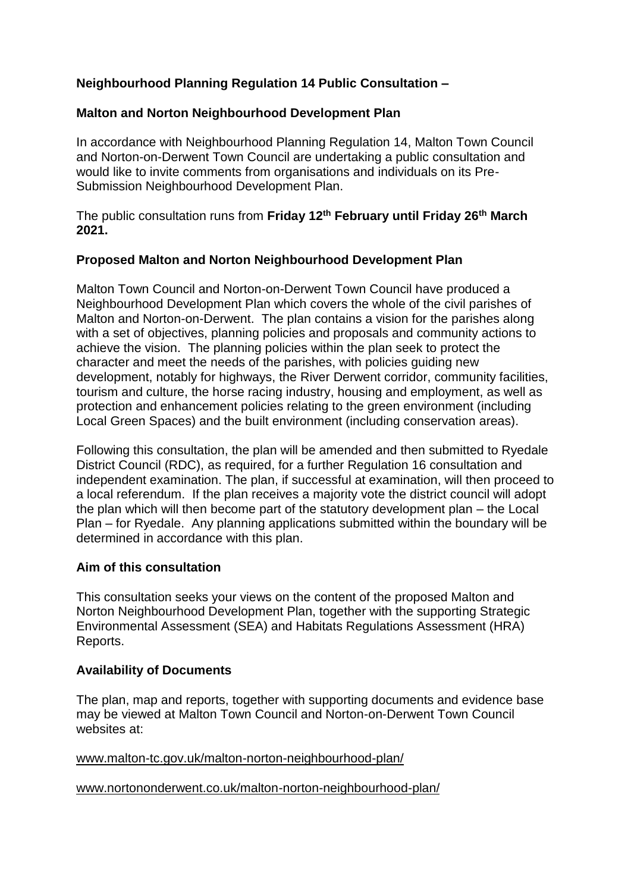## Neighbourhood Planning Regulation 14 Public Consultation –

## Malton and Norton Neighbourhood Development Plan

In accordance with Neighbourhood Planning Regulation 14, Malton Town Council and Norton-on-Derwent Town Council are undertaking a public consultation and would like to invite comments from organisations and individuals on its Pre-Submission Neighbourhood Development Plan.

The public consultation runs from **Friday 12th February until Friday 26th March 2021.**

### Proposed Malton and Norton Neighbourhood Development Plan

Malton Town Council and Norton-on-Derwent Town Council have produced a Neighbourhood Development Plan which covers the whole of the civil parishes of Malton and Norton-on-Derwent. The plan contains a vision for the parishes along with a set of objectives, planning policies and proposals and community actions to achieve the vision. The planning policies within the plan seek to protect the character and meet the needs of the parishes, with policies guiding new development, notably for highways, the River Derwent corridor, community facilities, tourism and culture, the horse racing industry, housing and employment, as well as protection and enhancement policies relating to the green environment (including Local Green Spaces) and the built environment (including conservation areas).

Following this consultation, the plan will be amended and then submitted to Ryedale District Council (RDC), as required, for a further Regulation 16 consultation and independent examination. The plan, if successful at examination, will then proceed to a local referendum. If the plan receives a majority vote the district council will adopt the plan which will then become part of the statutory development plan – the Local Plan – for Ryedale. Any planning applications submitted within the boundary will be determined in accordance with this plan.

### Aim of this consultation

This consultation seeks your views on the content of the proposed Malton and Norton Neighbourhood Development Plan, together with the supporting Strategic Environmental Assessment (SEA) and Habitats Regulations Assessment (HRA) Reports.

### Availability of Documents

The plan, map and reports, together with supporting documents and evidence base may be viewed at Malton Town Council and Norton-on-Derwent Town Council websites at:

www.malton-tc.gov.uk/malton-norton-neighbourhood-plan/

www.nortononderwent.co.uk/malton-norton-neighbourhood-plan/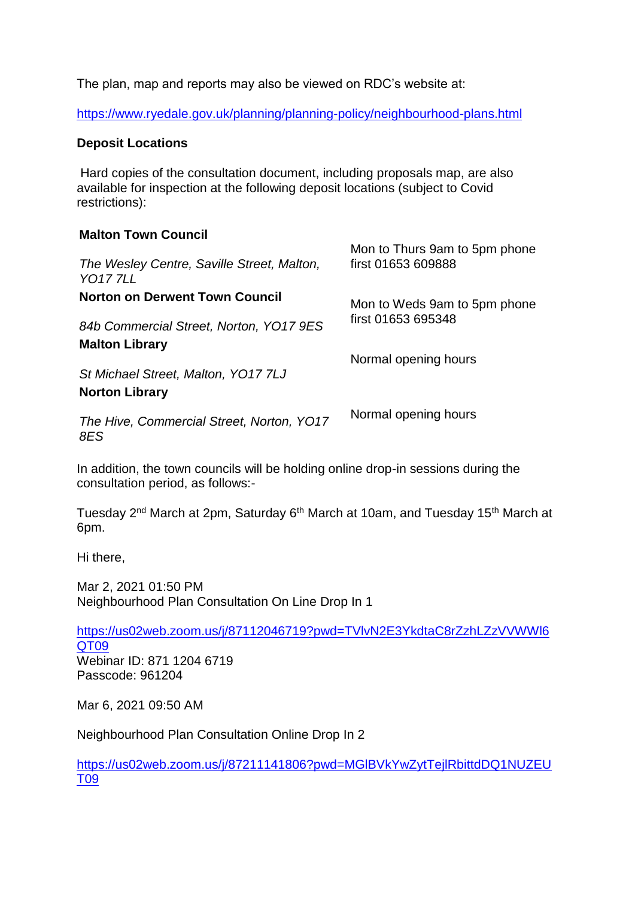The plan, map and reports may also be viewed on RDC's website at:

https://www.ryedale.gov.uk/planning/planning-policy/neighbourhood-plans.html

**Deposit Locations**

Hard copies of the consultation document, including proposals map, are also available for inspection at the following deposit locations (subject to Covid restrictions):

| | |
|---|---|
| **Malton Town Council**<br>*The Wesley Centre, Saville Street, Malton, YO17 7LL* | Mon to Thurs 9am to 5pm phone first 01653 609888 |
| **Norton on Derwent Town Council**<br>*84b Commercial Street, Norton, YO17 9ES* | Mon to Weds 9am to 5pm phone first 01653 695348 |
| **Malton Library**<br>*St Michael Street, Malton, YO17 7LJ* | Normal opening hours |
| **Norton Library**<br>*The Hive, Commercial Street, Norton, YO17 8ES* | Normal opening hours |

In addition, the town councils will be holding online drop-in sessions during the consultation period, as follows:-

Tuesday 2nd March at 2pm, Saturday 6th March at 10am, and Tuesday 15th March at 6pm.

Hi there,

Mar 2, 2021 01:50 PM
Neighbourhood Plan Consultation On Line Drop In 1

https://us02web.zoom.us/j/87112046719?pwd=TVlvN2E3YkdtaC8rZzhLZzVVWWl6QT09
Webinar ID: 871 1204 6719
Passcode: 961204

Mar 6, 2021 09:50 AM

Neighbourhood Plan Consultation Online Drop In 2

https://us02web.zoom.us/j/87211141806?pwd=MGlBVkYwZytTejlRbittdDQ1NUZEUT09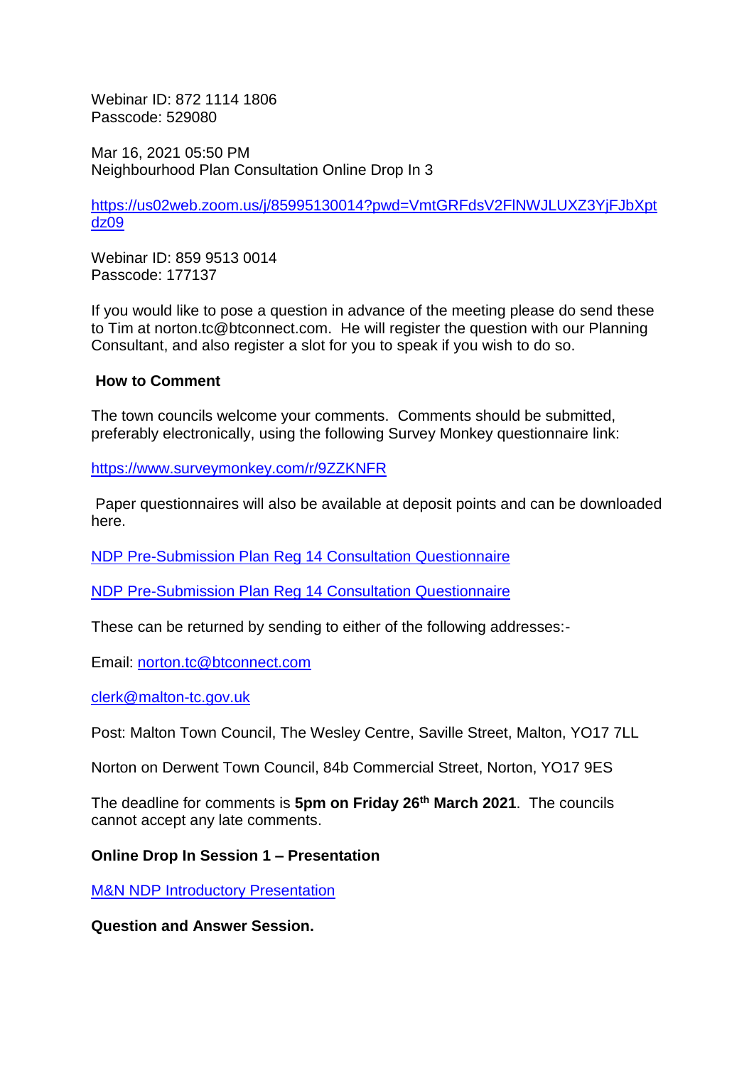Webinar ID: 872 1114 1806
Passcode: 529080

Mar 16, 2021 05:50 PM
Neighbourhood Plan Consultation Online Drop In 3

https://us02web.zoom.us/j/85995130014?pwd=VmtGRFdsV2FlNWJLUXZ3YjFJbXptdz09

Webinar ID: 859 9513 0014
Passcode: 177137

If you would like to pose a question in advance of the meeting please do send these to Tim at norton.tc@btconnect.com. He will register the question with our Planning Consultant, and also register a slot for you to speak if you wish to do so.

**How to Comment**

The town councils welcome your comments. Comments should be submitted, preferably electronically, using the following Survey Monkey questionnaire link:

https://www.surveymonkey.com/r/9ZZKNFR

Paper questionnaires will also be available at deposit points and can be downloaded here.

NDP Pre-Submission Plan Reg 14 Consultation Questionnaire

NDP Pre-Submission Plan Reg 14 Consultation Questionnaire

These can be returned by sending to either of the following addresses:-

Email: norton.tc@btconnect.com

clerk@malton-tc.gov.uk

Post: Malton Town Council, The Wesley Centre, Saville Street, Malton, YO17 7LL

Norton on Derwent Town Council, 84b Commercial Street, Norton, YO17 9ES

The deadline for comments is **5pm on Friday 26th March 2021**. The councils cannot accept any late comments.

**Online Drop In Session 1 – Presentation**

M&N NDP Introductory Presentation

**Question and Answer Session.**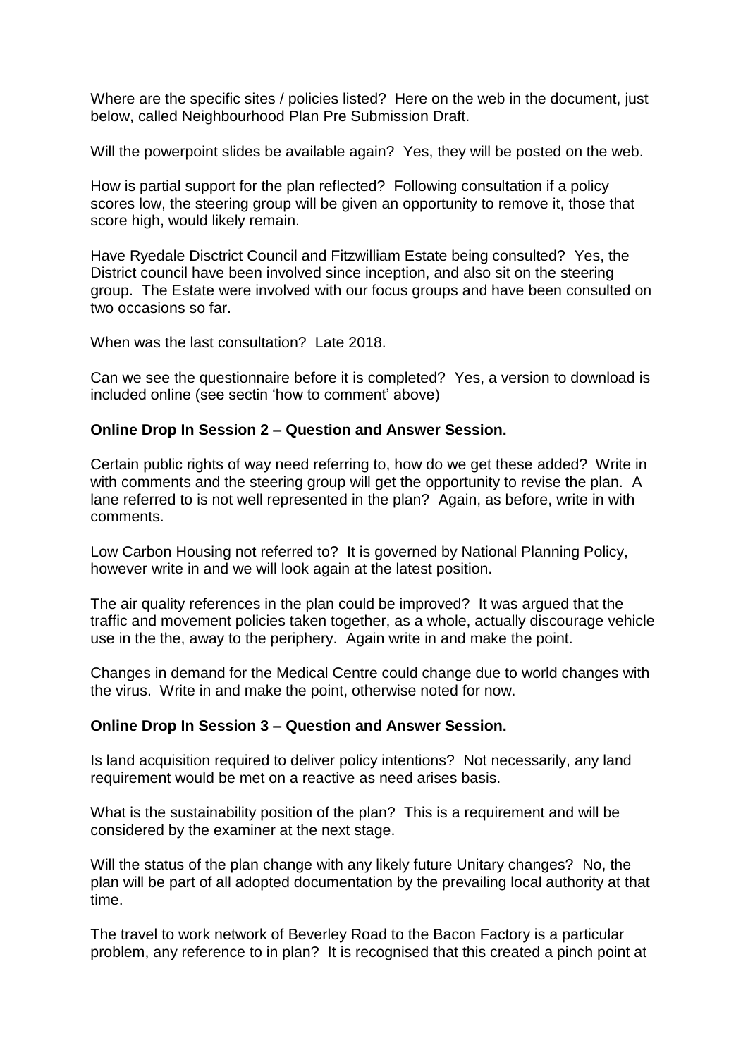Where are the specific sites / policies listed? Here on the web in the document, just below, called Neighbourhood Plan Pre Submission Draft.

Will the powerpoint slides be available again? Yes, they will be posted on the web.

How is partial support for the plan reflected? Following consultation if a policy scores low, the steering group will be given an opportunity to remove it, those that score high, would likely remain.

Have Ryedale Disctrict Council and Fitzwilliam Estate being consulted? Yes, the District council have been involved since inception, and also sit on the steering group. The Estate were involved with our focus groups and have been consulted on two occasions so far.

When was the last consultation? Late 2018.

Can we see the questionnaire before it is completed? Yes, a version to download is included online (see sectin 'how to comment' above)

**Online Drop In Session 2 – Question and Answer Session.**

Certain public rights of way need referring to, how do we get these added? Write in with comments and the steering group will get the opportunity to revise the plan. A lane referred to is not well represented in the plan? Again, as before, write in with comments.

Low Carbon Housing not referred to? It is governed by National Planning Policy, however write in and we will look again at the latest position.

The air quality references in the plan could be improved? It was argued that the traffic and movement policies taken together, as a whole, actually discourage vehicle use in the the, away to the periphery. Again write in and make the point.

Changes in demand for the Medical Centre could change due to world changes with the virus. Write in and make the point, otherwise noted for now.

**Online Drop In Session 3 – Question and Answer Session.**

Is land acquisition required to deliver policy intentions? Not necessarily, any land requirement would be met on a reactive as need arises basis.

What is the sustainability position of the plan? This is a requirement and will be considered by the examiner at the next stage.

Will the status of the plan change with any likely future Unitary changes? No, the plan will be part of all adopted documentation by the prevailing local authority at that time.

The travel to work network of Beverley Road to the Bacon Factory is a particular problem, any reference to in plan? It is recognised that this created a pinch point at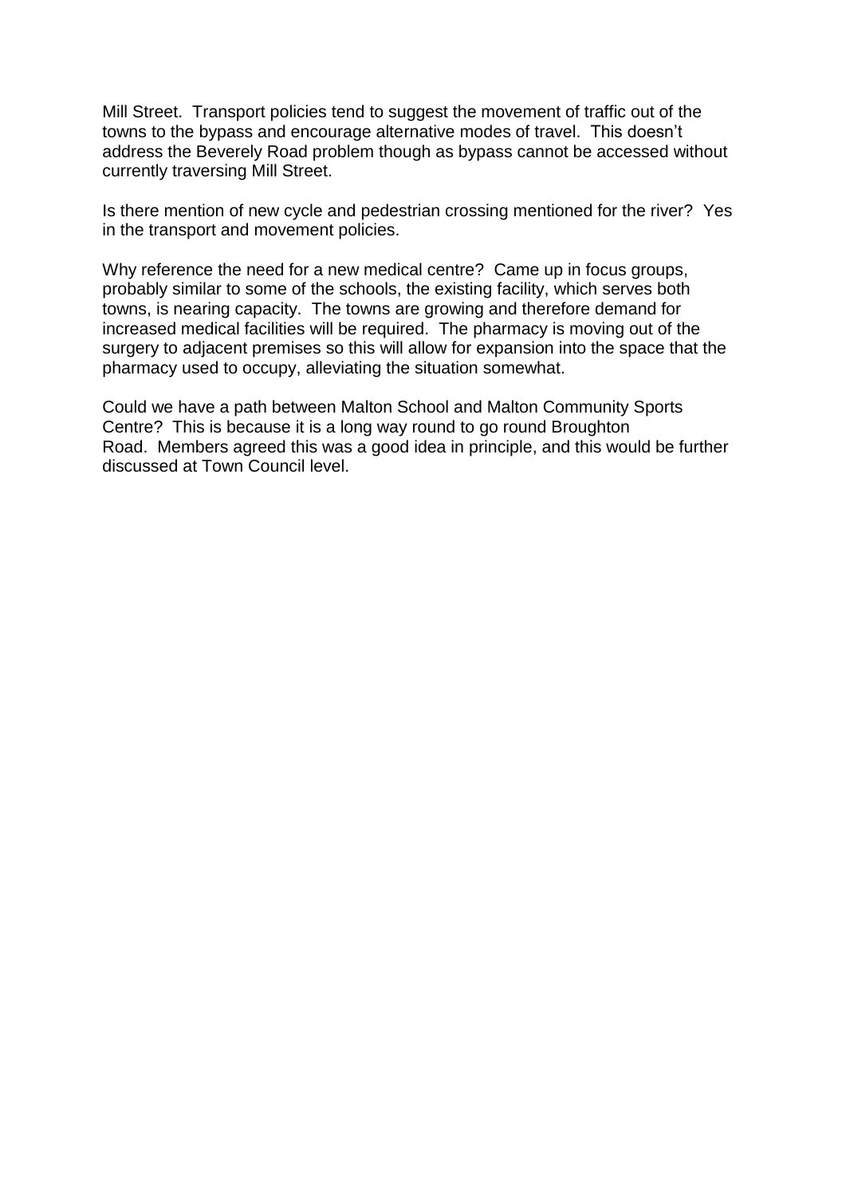Mill Street. Transport policies tend to suggest the movement of traffic out of the towns to the bypass and encourage alternative modes of travel. This doesn't address the Beverely Road problem though as bypass cannot be accessed without currently traversing Mill Street.

Is there mention of new cycle and pedestrian crossing mentioned for the river? Yes in the transport and movement policies.

Why reference the need for a new medical centre? Came up in focus groups, probably similar to some of the schools, the existing facility, which serves both towns, is nearing capacity. The towns are growing and therefore demand for increased medical facilities will be required. The pharmacy is moving out of the surgery to adjacent premises so this will allow for expansion into the space that the pharmacy used to occupy, alleviating the situation somewhat.

Could we have a path between Malton School and Malton Community Sports Centre? This is because it is a long way round to go round Broughton Road. Members agreed this was a good idea in principle, and this would be further discussed at Town Council level.